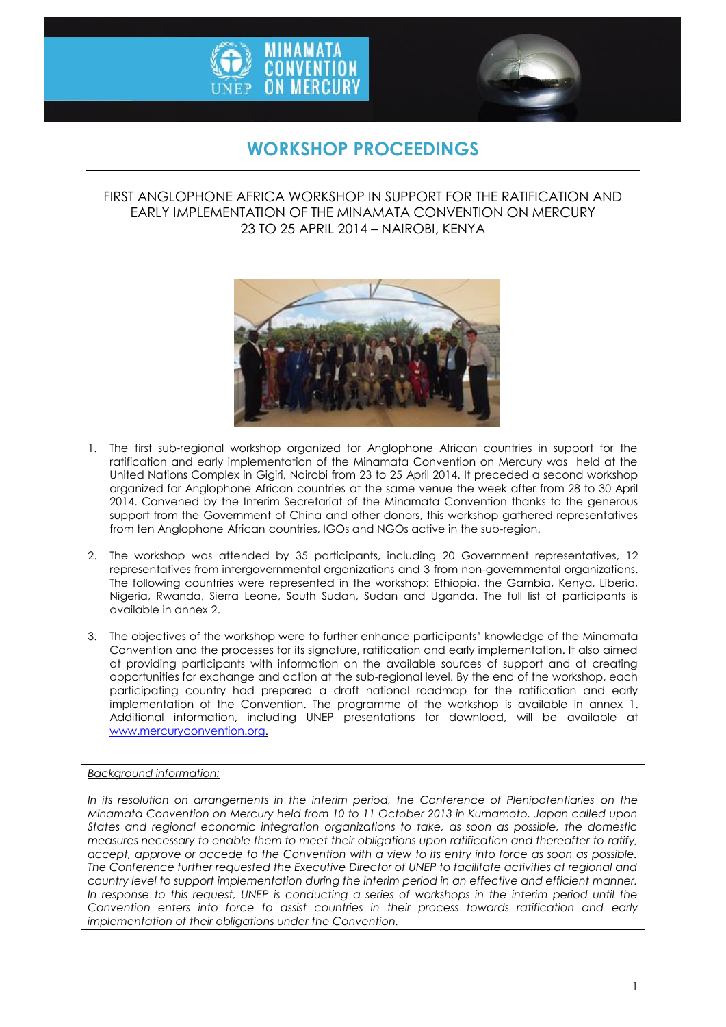# WORKSHOP PROCEEDINGS

FIRST ANGLOPHONE AFRICA WORKSHOP IN SUPPORT FOR THE RATIFICATION AND EARLY IMPLEMENTATION OF THE MINAMATA CONVENTION ON MERCURY
23 TO 25 APRIL 2014 – NAIROBI, KENYA

1. The first sub-regional workshop organized for Anglophone African countries in support for the ratification and early implementation of the Minamata Convention on Mercury was held at the United Nations Complex in Gigiri, Nairobi from 23 to 25 April 2014. It preceded a second workshop organized for Anglophone African countries at the same venue the week after from 28 to 30 April 2014. Convened by the Interim Secretariat of the Minamata Convention thanks to the generous support from the Government of China and other donors, this workshop gathered representatives from ten Anglophone African countries, IGOs and NGOs active in the sub-region.

2. The workshop was attended by 35 participants, including 20 Government representatives, 12 representatives from intergovernmental organizations and 3 from non-governmental organizations. The following countries were represented in the workshop: Ethiopia, the Gambia, Kenya, Liberia, Nigeria, Rwanda, Sierra Leone, South Sudan, Sudan and Uganda. The full list of participants is available in annex 2.

3. The objectives of the workshop were to further enhance participants' knowledge of the Minamata Convention and the processes for its signature, ratification and early implementation. It also aimed at providing participants with information on the available sources of support and at creating opportunities for exchange and action at the sub-regional level. By the end of the workshop, each participating country had prepared a draft national roadmap for the ratification and early implementation of the Convention. The programme of the workshop is available in annex 1. Additional information, including UNEP presentations for download, will be available at www.mercuryconvention.org.

<u>Background information:</u>

*In its resolution on arrangements in the interim period, the Conference of Plenipotentiaries on the Minamata Convention on Mercury held from 10 to 11 October 2013 in Kumamoto, Japan called upon States and regional economic integration organizations to take, as soon as possible, the domestic measures necessary to enable them to meet their obligations upon ratification and thereafter to ratify, accept, approve or accede to the Convention with a view to its entry into force as soon as possible. The Conference further requested the Executive Director of UNEP to facilitate activities at regional and country level to support implementation during the interim period in an effective and efficient manner. In response to this request, UNEP is conducting a series of workshops in the interim period until the Convention enters into force to assist countries in their process towards ratification and early implementation of their obligations under the Convention.*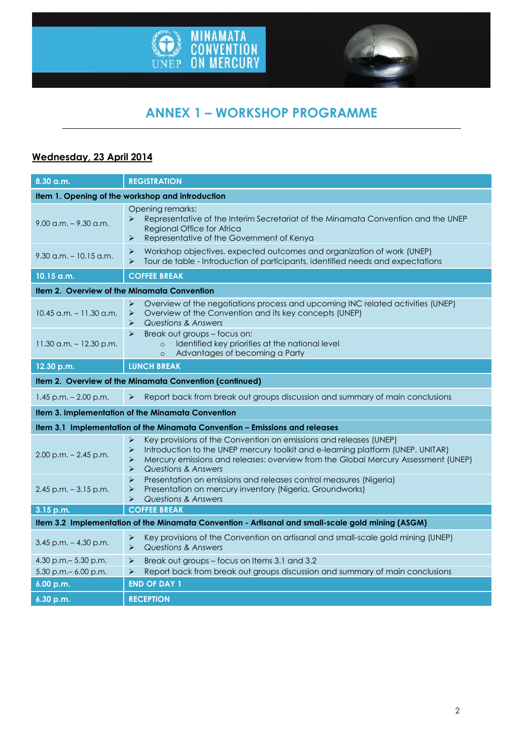# ANNEX 1 – WORKSHOP PROGRAMME

## Wednesday, 23 April 2014

| 8.30 a.m. | REGISTRATION |
|---|---|
| **Item 1. Opening of the workshop and introduction** | |
| 9.00 a.m. – 9.30 a.m. | Opening remarks:<br>➢ Representative of the Interim Secretariat of the Minamata Convention and the UNEP Regional Office for Africa<br>➢ Representative of the Government of Kenya |
| 9.30 a.m. – 10.15 a.m. | ➢ Workshop objectives, expected outcomes and organization of work (UNEP)<br>➢ Tour de table - Introduction of participants, identified needs and expectations |
| **10.15 a.m.** | **COFFEE BREAK** |
| **Item 2. Overview of the Minamata Convention** | |
| 10.45 a.m. – 11.30 a.m. | ➢ Overview of the negotiations process and upcoming INC related activities (UNEP)<br>➢ Overview of the Convention and its key concepts (UNEP)<br>➢ *Questions & Answers* |
| 11.30 a.m. – 12.30 p.m. | ➢ Break out groups – focus on:<br>o Identified key priorities at the national level<br>o Advantages of becoming a Party |
| **12.30 p.m.** | **LUNCH BREAK** |
| **Item 2. Overview of the Minamata Convention (continued)** | |
| 1.45 p.m. – 2.00 p.m. | ➢ Report back from break out groups discussion and summary of main conclusions |
| **Item 3. Implementation of the Minamata Convention** | |
| **Item 3.1 Implementation of the Minamata Convention – Emissions and releases** | |
| 2.00 p.m. – 2.45 p.m. | ➢ Key provisions of the Convention on emissions and releases (UNEP)<br>➢ Introduction to the UNEP mercury toolkit and e-learning platform (UNEP, UNITAR)<br>➢ Mercury emissions and releases: overview from the Global Mercury Assessment (UNEP)<br>➢ *Questions & Answers* |
| 2.45 p.m. – 3.15 p.m. | ➢ Presentation on emissions and releases control measures (Nigeria)<br>➢ Presentation on mercury inventory (Nigeria, Groundworks)<br>➢ *Questions & Answers* |
| **3.15 p.m.** | **COFFEE BREAK** |
| **Item 3.2 Implementation of the Minamata Convention - Artisanal and small-scale gold mining (ASGM)** | |
| 3.45 p.m. – 4.30 p.m. | ➢ Key provisions of the Convention on artisanal and small-scale gold mining (UNEP)<br>➢ *Questions & Answers* |
| 4.30 p.m.– 5.30 p.m. | ➢ Break out groups – focus on Items 3.1 and 3.2 |
| 5.30 p.m.– 6.00 p.m. | ➢ Report back from break out groups discussion and summary of main conclusions |
| **6.00 p.m.** | **END OF DAY 1** |
| **6.30 p.m.** | **RECEPTION** |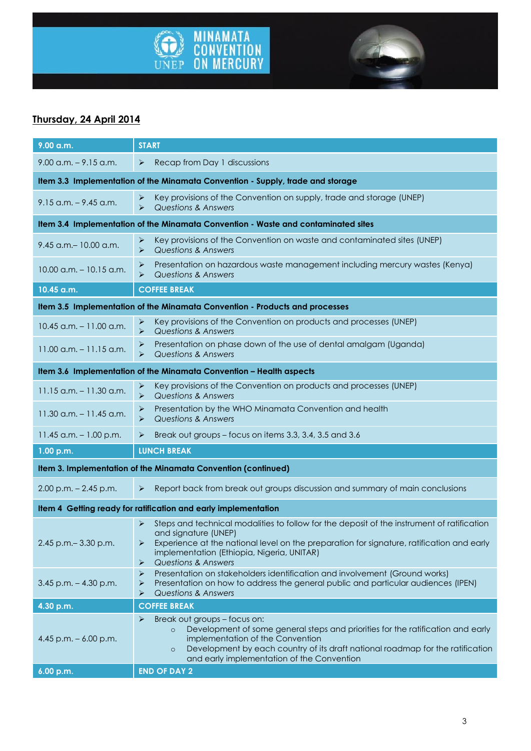## Thursday, 24 April 2014

| 9.00 a.m. | START |
|---|---|
| 9.00 a.m. – 9.15 a.m. | ➢ Recap from Day 1 discussions |
| **Item 3.3 Implementation of the Minamata Convention - Supply, trade and storage** | |
| 9.15 a.m. – 9.45 a.m. | ➢ Key provisions of the Convention on supply, trade and storage (UNEP)<br>➢ *Questions & Answers* |
| **Item 3.4 Implementation of the Minamata Convention - Waste and contaminated sites** | |
| 9.45 a.m.– 10.00 a.m. | ➢ Key provisions of the Convention on waste and contaminated sites (UNEP)<br>➢ *Questions & Answers* |
| 10.00 a.m. – 10.15 a.m. | ➢ Presentation on hazardous waste management including mercury wastes (Kenya)<br>➢ *Questions & Answers* |
| **10.45 a.m.** | **COFFEE BREAK** |
| **Item 3.5 Implementation of the Minamata Convention - Products and processes** | |
| 10.45 a.m. – 11.00 a.m. | ➢ Key provisions of the Convention on products and processes (UNEP)<br>➢ *Questions & Answers* |
| 11.00 a.m. – 11.15 a.m. | ➢ Presentation on phase down of the use of dental amalgam (Uganda)<br>➢ *Questions & Answers* |
| **Item 3.6 Implementation of the Minamata Convention – Health aspects** | |
| 11.15 a.m. – 11.30 a.m. | ➢ Key provisions of the Convention on products and processes (UNEP)<br>➢ *Questions & Answers* |
| 11.30 a.m. – 11.45 a.m. | ➢ Presentation by the WHO Minamata Convention and health<br>➢ *Questions & Answers* |
| 11.45 a.m. – 1.00 p.m. | ➢ Break out groups – focus on items 3.3, 3.4, 3.5 and 3.6 |
| **1.00 p.m.** | **LUNCH BREAK** |
| **Item 3. Implementation of the Minamata Convention (continued)** | |
| 2.00 p.m. – 2.45 p.m. | ➢ Report back from break out groups discussion and summary of main conclusions |
| **Item 4 Getting ready for ratification and early implementation** | |
| 2.45 p.m.– 3.30 p.m. | ➢ Steps and technical modalities to follow for the deposit of the instrument of ratification and signature (UNEP)<br>➢ Experience at the national level on the preparation for signature, ratification and early implementation (Ethiopia, Nigeria, UNITAR)<br>➢ *Questions & Answers* |
| 3.45 p.m. – 4.30 p.m. | ➢ Presentation on stakeholders identification and involvement (Ground works)<br>➢ Presentation on how to address the general public and particular audiences (IPEN)<br>➢ *Questions & Answers* |
| **4.30 p.m.** | **COFFEE BREAK** |
| 4.45 p.m. – 6.00 p.m. | ➢ Break out groups – focus on:<br>○ Development of some general steps and priorities for the ratification and early implementation of the Convention<br>○ Development by each country of its draft national roadmap for the ratification and early implementation of the Convention |
| **6.00 p.m.** | **END OF DAY 2** |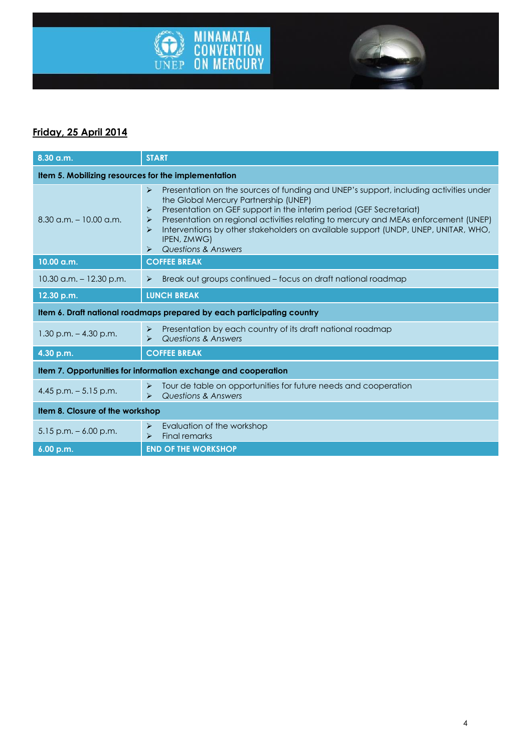**MINAMATA CONVENTION ON MERCURY**

## Friday, 25 April 2014

| 8.30 a.m. | START |
|---|---|
| **Item 5. Mobilizing resources for the implementation** | |
| 8.30 a.m. – 10.00 a.m. | ➢ Presentation on the sources of funding and UNEP's support, including activities under the Global Mercury Partnership (UNEP)<br>➢ Presentation on GEF support in the interim period (GEF Secretariat)<br>➢ Presentation on regional activities relating to mercury and MEAs enforcement (UNEP)<br>➢ Interventions by other stakeholders on available support (UNDP, UNEP, UNITAR, WHO, IPEN, ZMWG)<br>➢ *Questions & Answers* |
| **10.00 a.m.** | **COFFEE BREAK** |
| 10.30 a.m. – 12.30 p.m. | ➢ Break out groups continued – focus on draft national roadmap |
| **12.30 p.m.** | **LUNCH BREAK** |
| **Item 6. Draft national roadmaps prepared by each participating country** | |
| 1.30 p.m. – 4.30 p.m. | ➢ Presentation by each country of its draft national roadmap<br>➢ *Questions & Answers* |
| **4.30 p.m.** | **COFFEE BREAK** |
| **Item 7. Opportunities for information exchange and cooperation** | |
| 4.45 p.m. – 5.15 p.m. | ➢ Tour de table on opportunities for future needs and cooperation<br>➢ *Questions & Answers* |
| **Item 8. Closure of the workshop** | |
| 5.15 p.m. – 6.00 p.m. | ➢ Evaluation of the workshop<br>➢ Final remarks |
| **6.00 p.m.** | **END OF THE WORKSHOP** |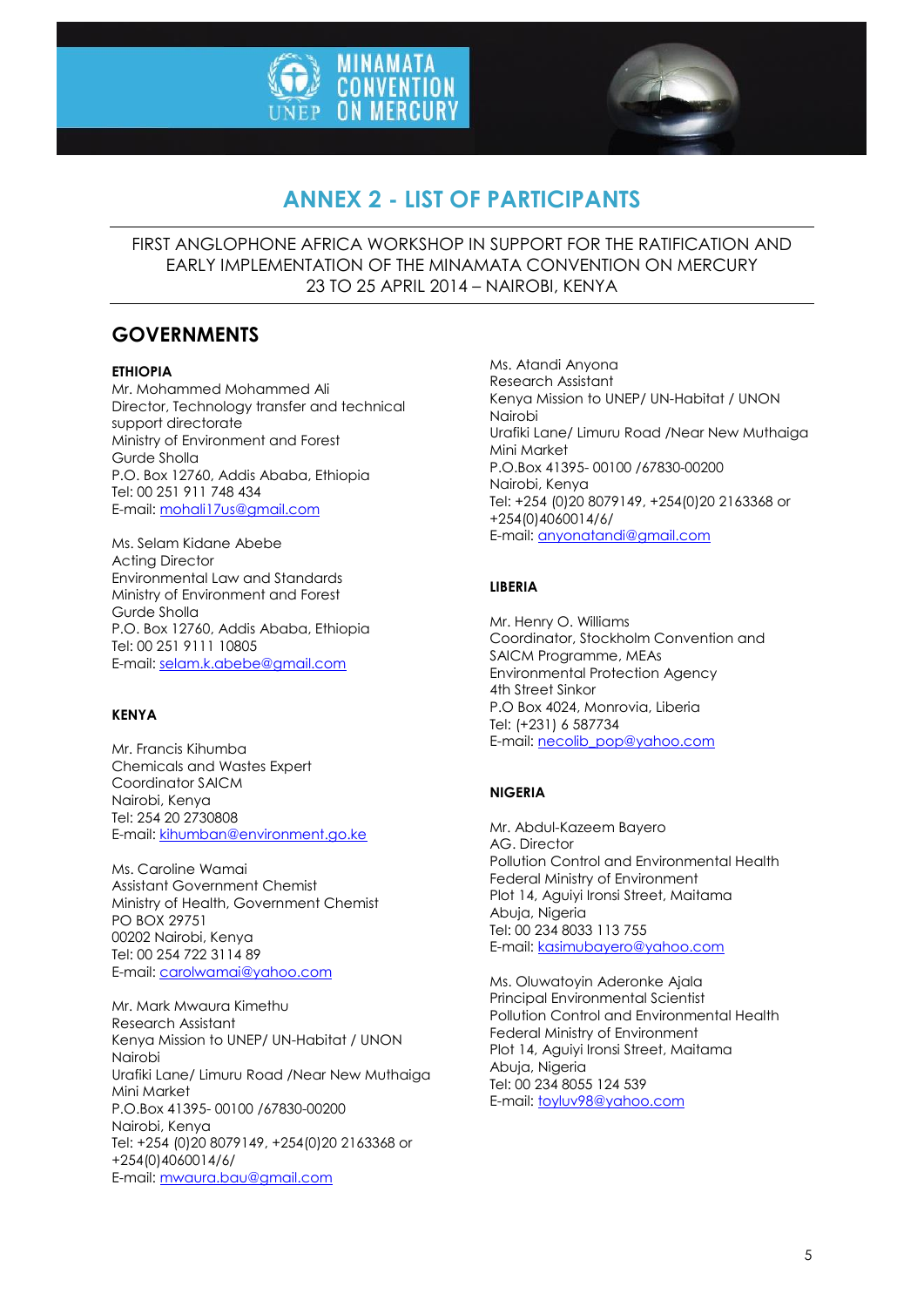# ANNEX 2 - LIST OF PARTICIPANTS

FIRST ANGLOPHONE AFRICA WORKSHOP IN SUPPORT FOR THE RATIFICATION AND EARLY IMPLEMENTATION OF THE MINAMATA CONVENTION ON MERCURY
23 TO 25 APRIL 2014 – NAIROBI, KENYA

## GOVERNMENTS

**ETHIOPIA**

Mr. Mohammed Mohammed Ali
Director, Technology transfer and technical support directorate
Ministry of Environment and Forest
Gurde Sholla
P.O. Box 12760, Addis Ababa, Ethiopia
Tel: 00 251 911 748 434
E-mail: mohali17us@gmail.com

Ms. Selam Kidane Abebe
Acting Director
Environmental Law and Standards
Ministry of Environment and Forest
Gurde Sholla
P.O. Box 12760, Addis Ababa, Ethiopia
Tel: 00 251 9111 10805
E-mail: selam.k.abebe@gmail.com

**KENYA**

Mr. Francis Kihumba
Chemicals and Wastes Expert
Coordinator SAICM
Nairobi, Kenya
Tel: 254 20 2730808
E-mail: kihumban@environment.go.ke

Ms. Caroline Wamai
Assistant Government Chemist
Ministry of Health, Government Chemist
PO BOX 29751
00202 Nairobi, Kenya
Tel: 00 254 722 3114 89
E-mail: carolwamai@yahoo.com

Mr. Mark Mwaura Kimethu
Research Assistant
Kenya Mission to UNEP/ UN-Habitat / UNON Nairobi
Urafiki Lane/ Limuru Road /Near New Muthaiga Mini Market
P.O.Box 41395- 00100 /67830-00200
Nairobi, Kenya
Tel: +254 (0)20 8079149, +254(0)20 2163368 or +254(0)4060014/6/
E-mail: mwaura.bau@gmail.com

Ms. Atandi Anyona
Research Assistant
Kenya Mission to UNEP/ UN-Habitat / UNON Nairobi
Urafiki Lane/ Limuru Road /Near New Muthaiga Mini Market
P.O.Box 41395- 00100 /67830-00200
Nairobi, Kenya
Tel: +254 (0)20 8079149, +254(0)20 2163368 or +254(0)4060014/6/
E-mail: anyonatandi@gmail.com

**LIBERIA**

Mr. Henry O. Williams
Coordinator, Stockholm Convention and SAICM Programme, MEAs
Environmental Protection Agency
4th Street Sinkor
P.O Box 4024, Monrovia, Liberia
Tel: (+231) 6 587734
E-mail: necolib_pop@yahoo.com

**NIGERIA**

Mr. Abdul-Kazeem Bayero
AG. Director
Pollution Control and Environmental Health
Federal Ministry of Environment
Plot 14, Aguiyi Ironsi Street, Maitama
Abuja, Nigeria
Tel: 00 234 8033 113 755
E-mail: kasimubayero@yahoo.com

Ms. Oluwatoyin Aderonke Ajala
Principal Environmental Scientist
Pollution Control and Environmental Health
Federal Ministry of Environment
Plot 14, Aguiyi Ironsi Street, Maitama
Abuja, Nigeria
Tel: 00 234 8055 124 539
E-mail: toyluv98@yahoo.com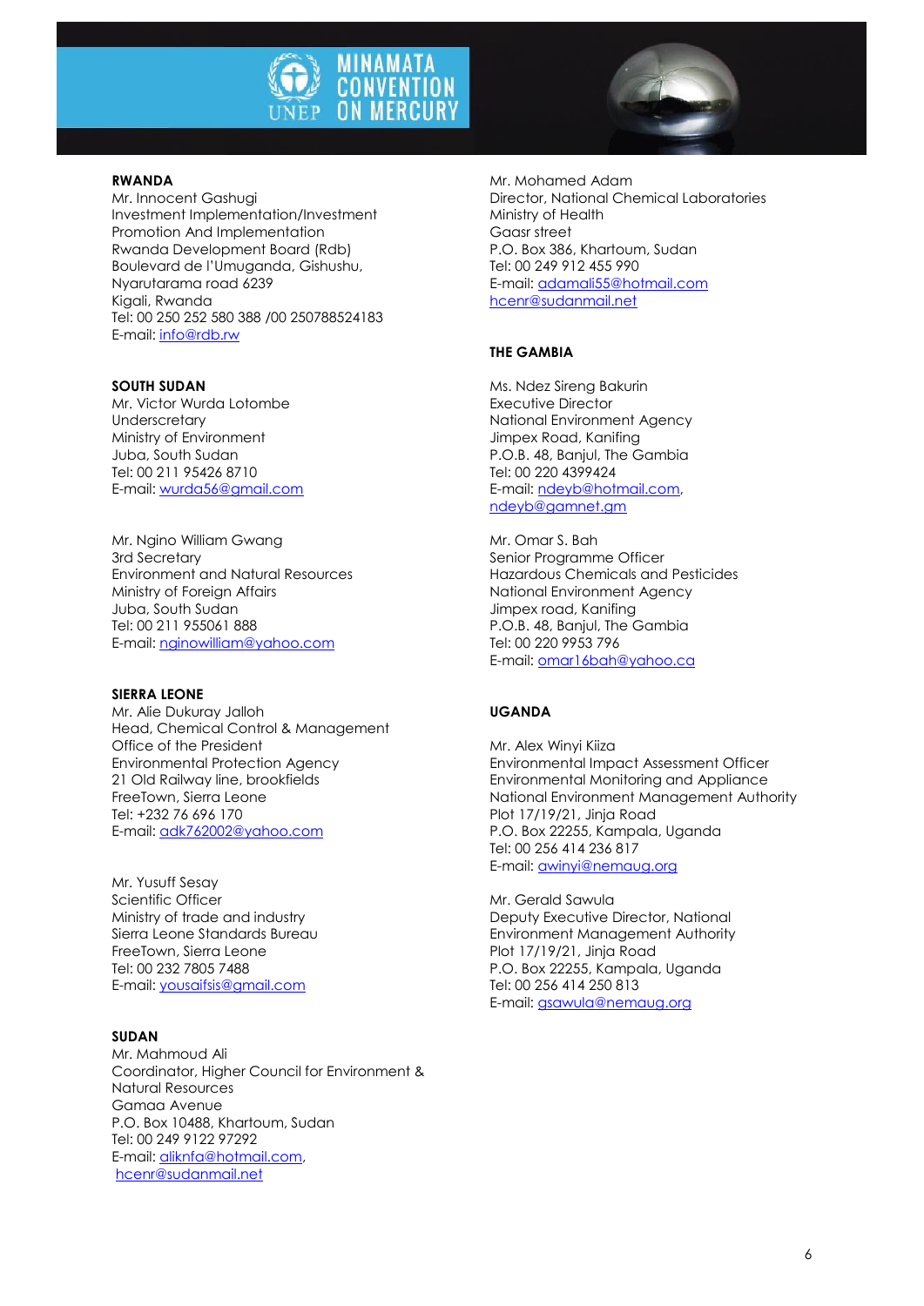**RWANDA**

Mr. Innocent Gashugi
Investment Implementation/Investment Promotion And Implementation
Rwanda Development Board (Rdb)
Boulevard de l'Umuganda, Gishushu, Nyarutarama road 6239
Kigali, Rwanda
Tel: 00 250 252 580 388 /00 250788524183
E-mail: info@rdb.rw

**SOUTH SUDAN**

Mr. Victor Wurda Lotombe
Underscretary
Ministry of Environment
Juba, South Sudan
Tel: 00 211 95426 8710
E-mail: wurda56@gmail.com

Mr. Ngino William Gwang
3rd Secretary
Environment and Natural Resources
Ministry of Foreign Affairs
Juba, South Sudan
Tel: 00 211 955061 888
E-mail: nginowilliam@yahoo.com

**SIERRA LEONE**

Mr. Alie Dukuray Jalloh
Head, Chemical Control & Management
Office of the President
Environmental Protection Agency
21 Old Railway line, brookfields
FreeTown, Sierra Leone
Tel: +232 76 696 170
E-mail: adk762002@yahoo.com

Mr. Yusuff Sesay
Scientific Officer
Ministry of trade and industry
Sierra Leone Standards Bureau
FreeTown, Sierra Leone
Tel: 00 232 7805 7488
E-mail: yousaifsis@gmail.com

**SUDAN**

Mr. Mahmoud Ali
Coordinator, Higher Council for Environment & Natural Resources
Gamaa Avenue
P.O. Box 10488, Khartoum, Sudan
Tel: 00 249 9122 97292
E-mail: aliknfa@hotmail.com, hcenr@sudanmail.net

Mr. Mohamed Adam
Director, National Chemical Laboratories
Ministry of Health
Gaasr street
P.O. Box 386, Khartoum, Sudan
Tel: 00 249 912 455 990
E-mail: adamali55@hotmail.com
hcenr@sudanmail.net

**THE GAMBIA**

Ms. Ndez Sireng Bakurin
Executive Director
National Environment Agency
Jimpex Road, Kanifing
P.O.B. 48, Banjul, The Gambia
Tel: 00 220 4399424
E-mail: ndeyb@hotmail.com, ndeyb@gamnet.gm

Mr. Omar S. Bah
Senior Programme Officer
Hazardous Chemicals and Pesticides
National Environment Agency
Jimpex road, Kanifing
P.O.B. 48, Banjul, The Gambia
Tel: 00 220 9953 796
E-mail: omar16bah@yahoo.ca

**UGANDA**

Mr. Alex Winyi Kiiza
Environmental Impact Assessment Officer
Environmental Monitoring and Appliance
National Environment Management Authority
Plot 17/19/21, Jinja Road
P.O. Box 22255, Kampala, Uganda
Tel: 00 256 414 236 817
E-mail: awinyi@nemaug.org

Mr. Gerald Sawula
Deputy Executive Director, National Environment Management Authority
Plot 17/19/21, Jinja Road
P.O. Box 22255, Kampala, Uganda
Tel: 00 256 414 250 813
E-mail: gsawula@nemaug.org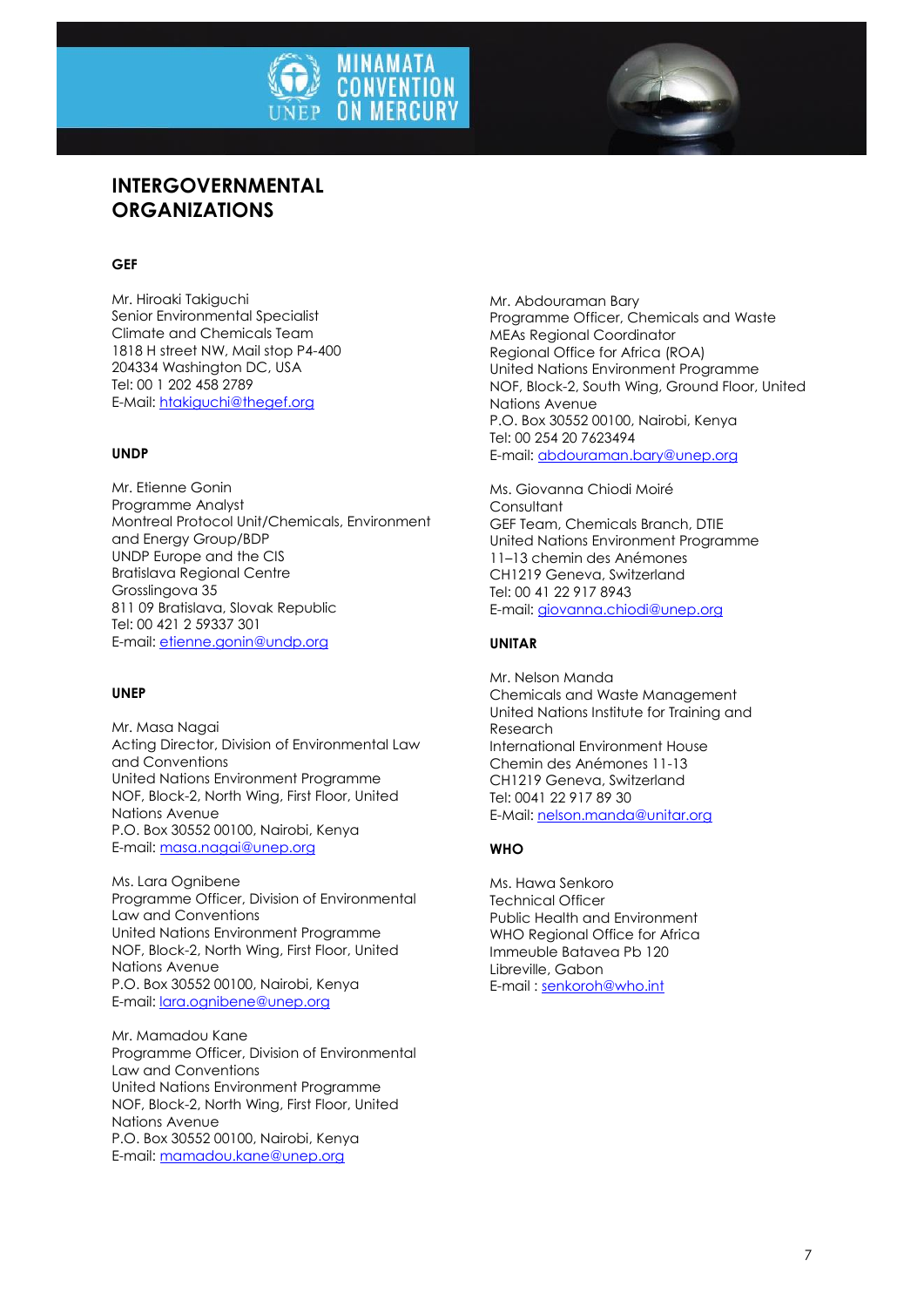# INTERGOVERNMENTAL ORGANIZATIONS

### GEF

Mr. Hiroaki Takiguchi
Senior Environmental Specialist
Climate and Chemicals Team
1818 H street NW, Mail stop P4-400
204334 Washington DC, USA
Tel: 00 1 202 458 2789
E-Mail: htakiguchi@thegef.org

### UNDP

Mr. Etienne Gonin
Programme Analyst
Montreal Protocol Unit/Chemicals, Environment and Energy Group/BDP
UNDP Europe and the CIS
Bratislava Regional Centre
Grosslingova 35
811 09 Bratislava, Slovak Republic
Tel: 00 421 2 59337 301
E-mail: etienne.gonin@undp.org

### UNEP

Mr. Masa Nagai
Acting Director, Division of Environmental Law and Conventions
United Nations Environment Programme
NOF, Block-2, North Wing, First Floor, United Nations Avenue
P.O. Box 30552 00100, Nairobi, Kenya
E-mail: masa.nagai@unep.org

Ms. Lara Ognibene
Programme Officer, Division of Environmental Law and Conventions
United Nations Environment Programme
NOF, Block-2, North Wing, First Floor, United Nations Avenue
P.O. Box 30552 00100, Nairobi, Kenya
E-mail: lara.ognibene@unep.org

Mr. Mamadou Kane
Programme Officer, Division of Environmental Law and Conventions
United Nations Environment Programme
NOF, Block-2, North Wing, First Floor, United Nations Avenue
P.O. Box 30552 00100, Nairobi, Kenya
E-mail: mamadou.kane@unep.org

Mr. Abdouraman Bary
Programme Officer, Chemicals and Waste
MEAs Regional Coordinator
Regional Office for Africa (ROA)
United Nations Environment Programme
NOF, Block-2, South Wing, Ground Floor, United Nations Avenue
P.O. Box 30552 00100, Nairobi, Kenya
Tel: 00 254 20 7623494
E-mail: abdouraman.bary@unep.org

Ms. Giovanna Chiodi Moiré
Consultant
GEF Team, Chemicals Branch, DTIE
United Nations Environment Programme
11–13 chemin des Anémones
CH1219 Geneva, Switzerland
Tel: 00 41 22 917 8943
E-mail: giovanna.chiodi@unep.org

### UNITAR

Mr. Nelson Manda
Chemicals and Waste Management
United Nations Institute for Training and Research
International Environment House
Chemin des Anémones 11-13
CH1219 Geneva, Switzerland
Tel: 0041 22 917 89 30
E-Mail: nelson.manda@unitar.org

### WHO

Ms. Hawa Senkoro
Technical Officer
Public Health and Environment
WHO Regional Office for Africa
Immeuble Batavea Pb 120
Libreville, Gabon
E-mail : senkoroh@who.int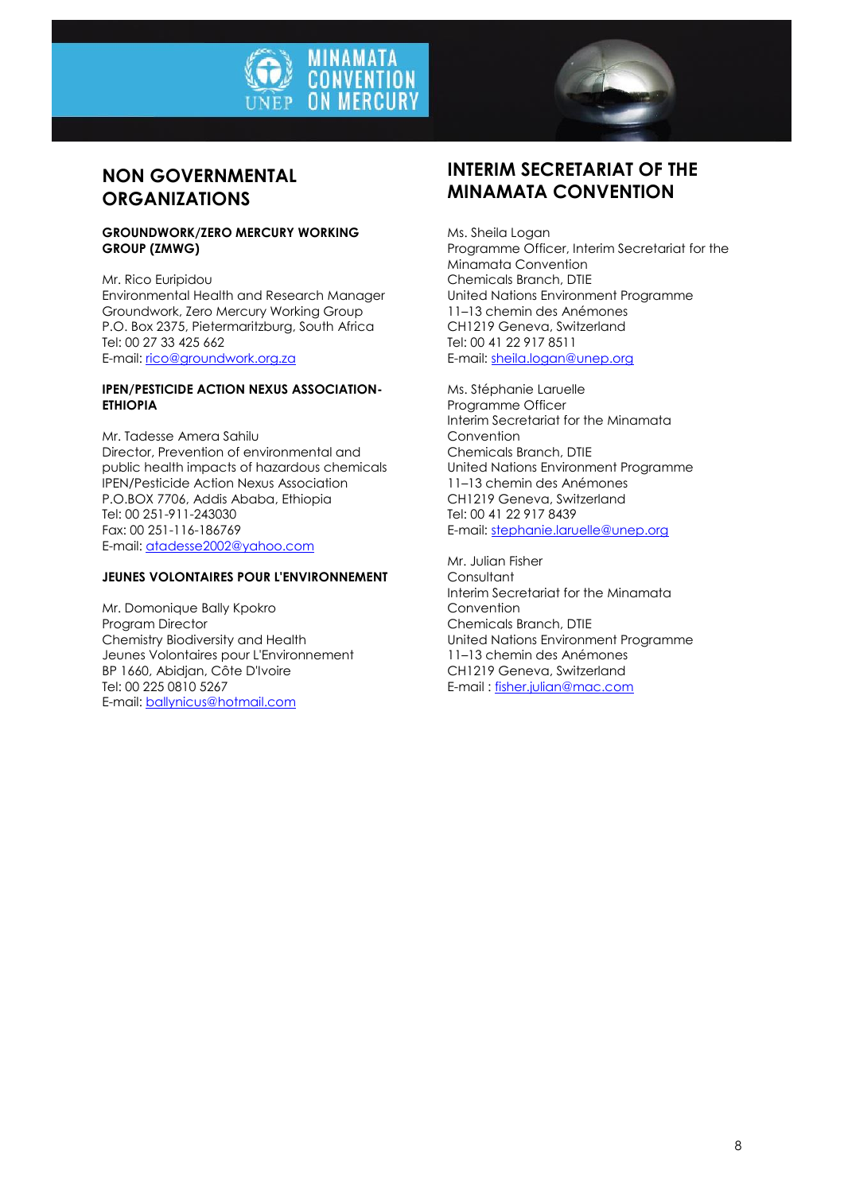## NON GOVERNMENTAL ORGANIZATIONS

#### GROUNDWORK/ZERO MERCURY WORKING GROUP (ZMWG)

Mr. Rico Euripidou
Environmental Health and Research Manager
Groundwork, Zero Mercury Working Group
P.O. Box 2375, Pietermaritzburg, South Africa
Tel: 00 27 33 425 662
E-mail: rico@groundwork.org.za

#### IPEN/PESTICIDE ACTION NEXUS ASSOCIATION-ETHIOPIA

Mr. Tadesse Amera Sahilu
Director, Prevention of environmental and public health impacts of hazardous chemicals
IPEN/Pesticide Action Nexus Association
P.O.BOX 7706, Addis Ababa, Ethiopia
Tel: 00 251-911-243030
Fax: 00 251-116-186769
E-mail: atadesse2002@yahoo.com

#### JEUNES VOLONTAIRES POUR L'ENVIRONNEMENT

Mr. Domonique Bally Kpokro
Program Director
Chemistry Biodiversity and Health
Jeunes Volontaires pour L'Environnement
BP 1660, Abidjan, Côte D'Ivoire
Tel: 00 225 0810 5267
E-mail: ballynicus@hotmail.com

## INTERIM SECRETARIAT OF THE MINAMATA CONVENTION

Ms. Sheila Logan
Programme Officer, Interim Secretariat for the Minamata Convention
Chemicals Branch, DTIE
United Nations Environment Programme
11–13 chemin des Anémones
CH1219 Geneva, Switzerland
Tel: 00 41 22 917 8511
E-mail: sheila.logan@unep.org

Ms. Stéphanie Laruelle
Programme Officer
Interim Secretariat for the Minamata Convention
Chemicals Branch, DTIE
United Nations Environment Programme
11–13 chemin des Anémones
CH1219 Geneva, Switzerland
Tel: 00 41 22 917 8439
E-mail: stephanie.laruelle@unep.org

Mr. Julian Fisher
Consultant
Interim Secretariat for the Minamata Convention
Chemicals Branch, DTIE
United Nations Environment Programme
11–13 chemin des Anémones
CH1219 Geneva, Switzerland
E-mail : fisher.julian@mac.com